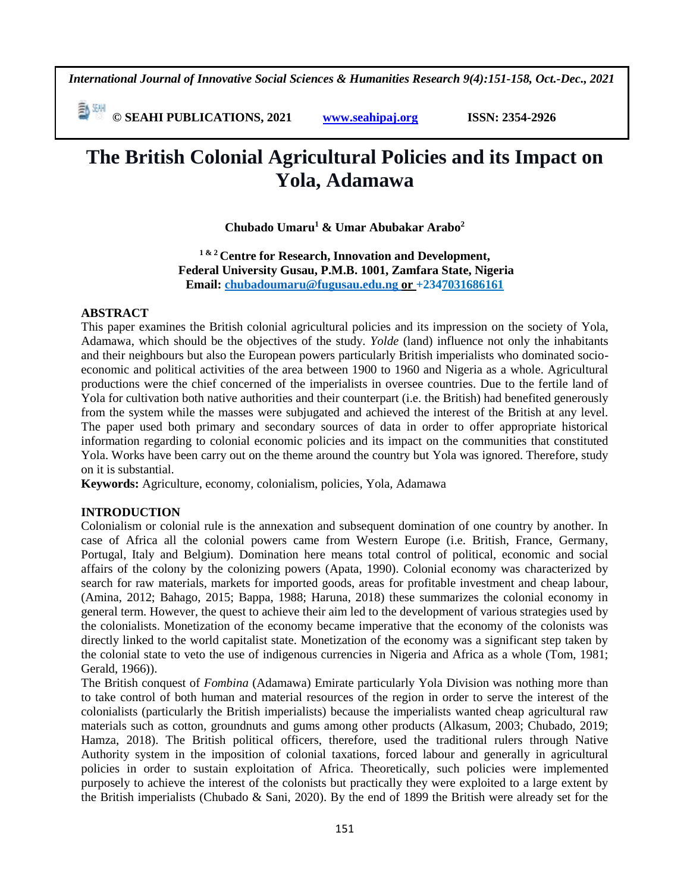# The British Colonial Agricultural Policies and its Impact on Yola, Adamawa

**Chubado Umaru[1] & Umar Abubakar Arabo[2]**

**[1 & 2] Centre for Research, Innovation and Development, Federal University Gusau, P.M.B. 1001, Zamfara State, Nigeria**
**Email: chubadoumaru@fugusau.edu.ng or +2347031686161**

## ABSTRACT

This paper examines the British colonial agricultural policies and its impression on the society of Yola, Adamawa, which should be the objectives of the study. *Yolde* (land) influence not only the inhabitants and their neighbours but also the European powers particularly British imperialists who dominated socio-economic and political activities of the area between 1900 to 1960 and Nigeria as a whole. Agricultural productions were the chief concerned of the imperialists in oversee countries. Due to the fertile land of Yola for cultivation both native authorities and their counterpart (i.e. the British) had benefited generously from the system while the masses were subjugated and achieved the interest of the British at any level. The paper used both primary and secondary sources of data in order to offer appropriate historical information regarding to colonial economic policies and its impact on the communities that constituted Yola. Works have been carry out on the theme around the country but Yola was ignored. Therefore, study on it is substantial.

**Keywords:** Agriculture, economy, colonialism, policies, Yola, Adamawa

## INTRODUCTION

Colonialism or colonial rule is the annexation and subsequent domination of one country by another. In case of Africa all the colonial powers came from Western Europe (i.e. British, France, Germany, Portugal, Italy and Belgium). Domination here means total control of political, economic and social affairs of the colony by the colonizing powers (Apata, 1990). Colonial economy was characterized by search for raw materials, markets for imported goods, areas for profitable investment and cheap labour, (Amina, 2012; Bahago, 2015; Bappa, 1988; Haruna, 2018) these summarizes the colonial economy in general term. However, the quest to achieve their aim led to the development of various strategies used by the colonialists. Monetization of the economy became imperative that the economy of the colonists was directly linked to the world capitalist state. Monetization of the economy was a significant step taken by the colonial state to veto the use of indigenous currencies in Nigeria and Africa as a whole (Tom, 1981; Gerald, 1966)).

The British conquest of *Fombina* (Adamawa) Emirate particularly Yola Division was nothing more than to take control of both human and material resources of the region in order to serve the interest of the colonialists (particularly the British imperialists) because the imperialists wanted cheap agricultural raw materials such as cotton, groundnuts and gums among other products (Alkasum, 2003; Chubado, 2019; Hamza, 2018). The British political officers, therefore, used the traditional rulers through Native Authority system in the imposition of colonial taxations, forced labour and generally in agricultural policies in order to sustain exploitation of Africa. Theoretically, such policies were implemented purposely to achieve the interest of the colonists but practically they were exploited to a large extent by the British imperialists (Chubado & Sani, 2020). By the end of 1899 the British were already set for the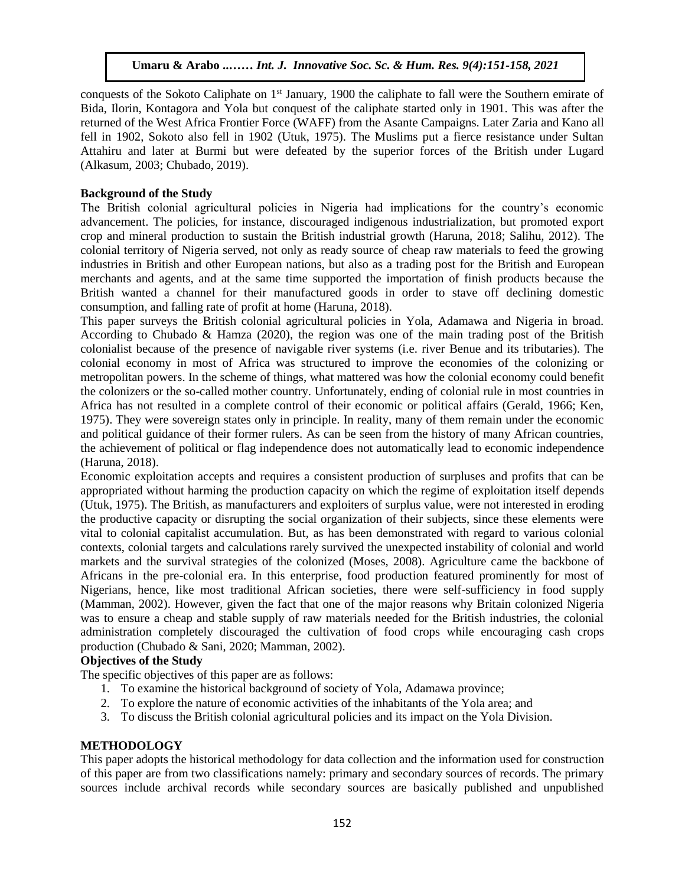conquests of the Sokoto Caliphate on 1st January, 1900 the caliphate to fall were the Southern emirate of Bida, Ilorin, Kontagora and Yola but conquest of the caliphate started only in 1901. This was after the returned of the West Africa Frontier Force (WAFF) from the Asante Campaigns. Later Zaria and Kano all fell in 1902, Sokoto also fell in 1902 (Utuk, 1975). The Muslims put a fierce resistance under Sultan Attahiru and later at Burmi but were defeated by the superior forces of the British under Lugard (Alkasum, 2003; Chubado, 2019).

### Background of the Study

The British colonial agricultural policies in Nigeria had implications for the country's economic advancement. The policies, for instance, discouraged indigenous industrialization, but promoted export crop and mineral production to sustain the British industrial growth (Haruna, 2018; Salihu, 2012). The colonial territory of Nigeria served, not only as ready source of cheap raw materials to feed the growing industries in British and other European nations, but also as a trading post for the British and European merchants and agents, and at the same time supported the importation of finish products because the British wanted a channel for their manufactured goods in order to stave off declining domestic consumption, and falling rate of profit at home (Haruna, 2018).

This paper surveys the British colonial agricultural policies in Yola, Adamawa and Nigeria in broad. According to Chubado & Hamza (2020), the region was one of the main trading post of the British colonialist because of the presence of navigable river systems (i.e. river Benue and its tributaries). The colonial economy in most of Africa was structured to improve the economies of the colonizing or metropolitan powers. In the scheme of things, what mattered was how the colonial economy could benefit the colonizers or the so-called mother country. Unfortunately, ending of colonial rule in most countries in Africa has not resulted in a complete control of their economic or political affairs (Gerald, 1966; Ken, 1975). They were sovereign states only in principle. In reality, many of them remain under the economic and political guidance of their former rulers. As can be seen from the history of many African countries, the achievement of political or flag independence does not automatically lead to economic independence (Haruna, 2018).

Economic exploitation accepts and requires a consistent production of surpluses and profits that can be appropriated without harming the production capacity on which the regime of exploitation itself depends (Utuk, 1975). The British, as manufacturers and exploiters of surplus value, were not interested in eroding the productive capacity or disrupting the social organization of their subjects, since these elements were vital to colonial capitalist accumulation. But, as has been demonstrated with regard to various colonial contexts, colonial targets and calculations rarely survived the unexpected instability of colonial and world markets and the survival strategies of the colonized (Moses, 2008). Agriculture came the backbone of Africans in the pre-colonial era. In this enterprise, food production featured prominently for most of Nigerians, hence, like most traditional African societies, there were self-sufficiency in food supply (Mamman, 2002). However, given the fact that one of the major reasons why Britain colonized Nigeria was to ensure a cheap and stable supply of raw materials needed for the British industries, the colonial administration completely discouraged the cultivation of food crops while encouraging cash crops production (Chubado & Sani, 2020; Mamman, 2002).

### Objectives of the Study

The specific objectives of this paper are as follows:

1. To examine the historical background of society of Yola, Adamawa province;
2. To explore the nature of economic activities of the inhabitants of the Yola area; and
3. To discuss the British colonial agricultural policies and its impact on the Yola Division.

## METHODOLOGY

This paper adopts the historical methodology for data collection and the information used for construction of this paper are from two classifications namely: primary and secondary sources of records. The primary sources include archival records while secondary sources are basically published and unpublished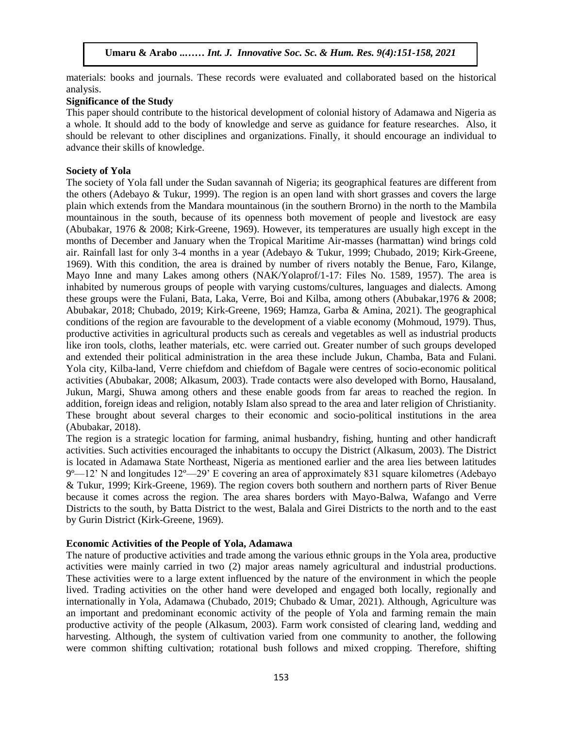materials: books and journals. These records were evaluated and collaborated based on the historical analysis.

**Significance of the Study**

This paper should contribute to the historical development of colonial history of Adamawa and Nigeria as a whole. It should add to the body of knowledge and serve as guidance for feature researches. Also, it should be relevant to other disciplines and organizations. Finally, it should encourage an individual to advance their skills of knowledge.

**Society of Yola**

The society of Yola fall under the Sudan savannah of Nigeria; its geographical features are different from the others (Adebayo & Tukur, 1999). The region is an open land with short grasses and covers the large plain which extends from the Mandara mountainous (in the southern Brorno) in the north to the Mambila mountainous in the south, because of its openness both movement of people and livestock are easy (Abubakar, 1976 & 2008; Kirk-Greene, 1969). However, its temperatures are usually high except in the months of December and January when the Tropical Maritime Air-masses (harmattan) wind brings cold air. Rainfall last for only 3-4 months in a year (Adebayo & Tukur, 1999; Chubado, 2019; Kirk-Greene, 1969). With this condition, the area is drained by number of rivers notably the Benue, Faro, Kilange, Mayo Inne and many Lakes among others (NAK/Yolaprof/1-17: Files No. 1589, 1957). The area is inhabited by numerous groups of people with varying customs/cultures, languages and dialects. Among these groups were the Fulani, Bata, Laka, Verre, Boi and Kilba, among others (Abubakar,1976 & 2008; Abubakar, 2018; Chubado, 2019; Kirk-Greene, 1969; Hamza, Garba & Amina, 2021). The geographical conditions of the region are favourable to the development of a viable economy (Mohmoud, 1979). Thus, productive activities in agricultural products such as cereals and vegetables as well as industrial products like iron tools, cloths, leather materials, etc. were carried out. Greater number of such groups developed and extended their political administration in the area these include Jukun, Chamba, Bata and Fulani. Yola city, Kilba-land, Verre chiefdom and chiefdom of Bagale were centres of socio-economic political activities (Abubakar, 2008; Alkasum, 2003). Trade contacts were also developed with Borno, Hausaland, Jukun, Margi, Shuwa among others and these enable goods from far areas to reached the region. In addition, foreign ideas and religion, notably Islam also spread to the area and later religion of Christianity. These brought about several charges to their economic and socio-political institutions in the area (Abubakar, 2018).

The region is a strategic location for farming, animal husbandry, fishing, hunting and other handicraft activities. Such activities encouraged the inhabitants to occupy the District (Alkasum, 2003). The District is located in Adamawa State Northeast, Nigeria as mentioned earlier and the area lies between latitudes 9º—12' N and longitudes 12º—29' E covering an area of approximately 831 square kilometres (Adebayo & Tukur, 1999; Kirk-Greene, 1969). The region covers both southern and northern parts of River Benue because it comes across the region. The area shares borders with Mayo-Balwa, Wafango and Verre Districts to the south, by Batta District to the west, Balala and Girei Districts to the north and to the east by Gurin District (Kirk-Greene, 1969).

**Economic Activities of the People of Yola, Adamawa**

The nature of productive activities and trade among the various ethnic groups in the Yola area, productive activities were mainly carried in two (2) major areas namely agricultural and industrial productions. These activities were to a large extent influenced by the nature of the environment in which the people lived. Trading activities on the other hand were developed and engaged both locally, regionally and internationally in Yola, Adamawa (Chubado, 2019; Chubado & Umar, 2021). Although, Agriculture was an important and predominant economic activity of the people of Yola and farming remain the main productive activity of the people (Alkasum, 2003). Farm work consisted of clearing land, wedding and harvesting. Although, the system of cultivation varied from one community to another, the following were common shifting cultivation; rotational bush follows and mixed cropping. Therefore, shifting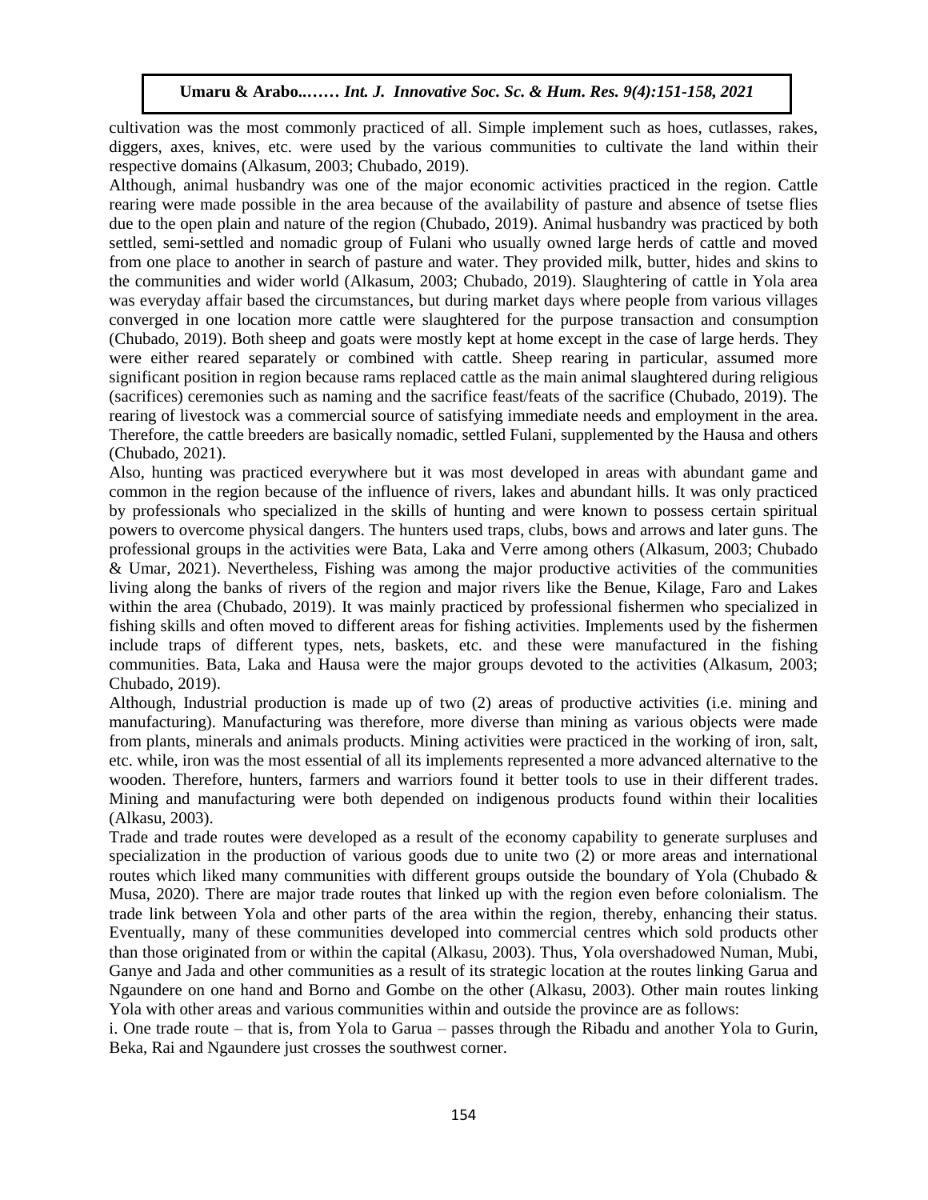cultivation was the most commonly practiced of all. Simple implement such as hoes, cutlasses, rakes, diggers, axes, knives, etc. were used by the various communities to cultivate the land within their respective domains (Alkasum, 2003; Chubado, 2019).

Although, animal husbandry was one of the major economic activities practiced in the region. Cattle rearing were made possible in the area because of the availability of pasture and absence of tsetse flies due to the open plain and nature of the region (Chubado, 2019). Animal husbandry was practiced by both settled, semi-settled and nomadic group of Fulani who usually owned large herds of cattle and moved from one place to another in search of pasture and water. They provided milk, butter, hides and skins to the communities and wider world (Alkasum, 2003; Chubado, 2019). Slaughtering of cattle in Yola area was everyday affair based the circumstances, but during market days where people from various villages converged in one location more cattle were slaughtered for the purpose transaction and consumption (Chubado, 2019). Both sheep and goats were mostly kept at home except in the case of large herds. They were either reared separately or combined with cattle. Sheep rearing in particular, assumed more significant position in region because rams replaced cattle as the main animal slaughtered during religious (sacrifices) ceremonies such as naming and the sacrifice feast/feats of the sacrifice (Chubado, 2019). The rearing of livestock was a commercial source of satisfying immediate needs and employment in the area. Therefore, the cattle breeders are basically nomadic, settled Fulani, supplemented by the Hausa and others (Chubado, 2021).

Also, hunting was practiced everywhere but it was most developed in areas with abundant game and common in the region because of the influence of rivers, lakes and abundant hills. It was only practiced by professionals who specialized in the skills of hunting and were known to possess certain spiritual powers to overcome physical dangers. The hunters used traps, clubs, bows and arrows and later guns. The professional groups in the activities were Bata, Laka and Verre among others (Alkasum, 2003; Chubado & Umar, 2021). Nevertheless, Fishing was among the major productive activities of the communities living along the banks of rivers of the region and major rivers like the Benue, Kilage, Faro and Lakes within the area (Chubado, 2019). It was mainly practiced by professional fishermen who specialized in fishing skills and often moved to different areas for fishing activities. Implements used by the fishermen include traps of different types, nets, baskets, etc. and these were manufactured in the fishing communities. Bata, Laka and Hausa were the major groups devoted to the activities (Alkasum, 2003; Chubado, 2019).

Although, Industrial production is made up of two (2) areas of productive activities (i.e. mining and manufacturing). Manufacturing was therefore, more diverse than mining as various objects were made from plants, minerals and animals products. Mining activities were practiced in the working of iron, salt, etc. while, iron was the most essential of all its implements represented a more advanced alternative to the wooden. Therefore, hunters, farmers and warriors found it better tools to use in their different trades. Mining and manufacturing were both depended on indigenous products found within their localities (Alkasu, 2003).

Trade and trade routes were developed as a result of the economy capability to generate surpluses and specialization in the production of various goods due to unite two (2) or more areas and international routes which liked many communities with different groups outside the boundary of Yola (Chubado & Musa, 2020). There are major trade routes that linked up with the region even before colonialism. The trade link between Yola and other parts of the area within the region, thereby, enhancing their status. Eventually, many of these communities developed into commercial centres which sold products other than those originated from or within the capital (Alkasu, 2003). Thus, Yola overshadowed Numan, Mubi, Ganye and Jada and other communities as a result of its strategic location at the routes linking Garua and Ngaundere on one hand and Borno and Gombe on the other (Alkasu, 2003). Other main routes linking Yola with other areas and various communities within and outside the province are as follows:

i. One trade route – that is, from Yola to Garua – passes through the Ribadu and another Yola to Gurin, Beka, Rai and Ngaundere just crosses the southwest corner.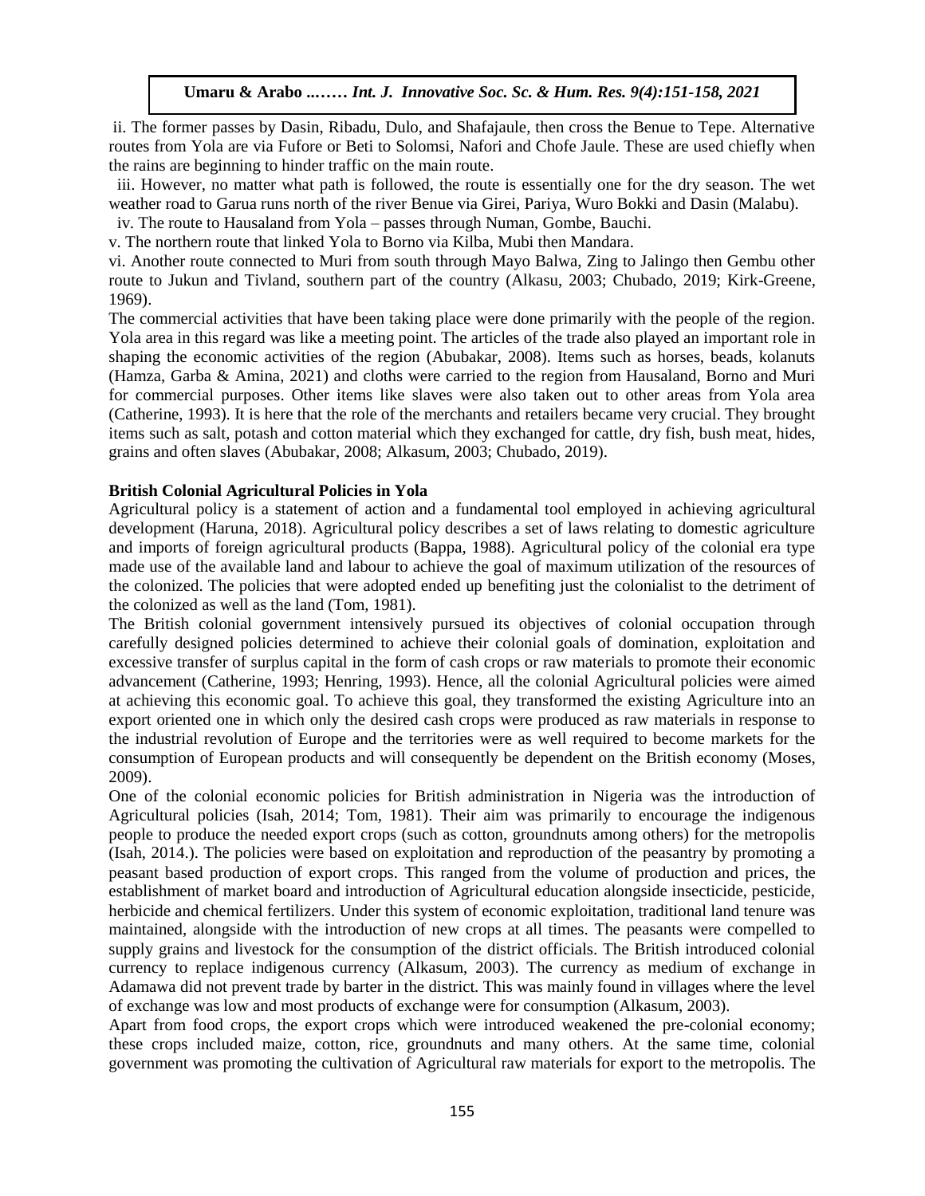ii. The former passes by Dasin, Ribadu, Dulo, and Shafajaule, then cross the Benue to Tepe. Alternative routes from Yola are via Fufore or Beti to Solomsi, Nafori and Chofe Jaule. These are used chiefly when the rains are beginning to hinder traffic on the main route.

iii. However, no matter what path is followed, the route is essentially one for the dry season. The wet weather road to Garua runs north of the river Benue via Girei, Pariya, Wuro Bokki and Dasin (Malabu).

iv. The route to Hausaland from Yola – passes through Numan, Gombe, Bauchi.

v. The northern route that linked Yola to Borno via Kilba, Mubi then Mandara.

vi. Another route connected to Muri from south through Mayo Balwa, Zing to Jalingo then Gembu other route to Jukun and Tivland, southern part of the country (Alkasu, 2003; Chubado, 2019; Kirk-Greene, 1969).

The commercial activities that have been taking place were done primarily with the people of the region. Yola area in this regard was like a meeting point. The articles of the trade also played an important role in shaping the economic activities of the region (Abubakar, 2008). Items such as horses, beads, kolanuts (Hamza, Garba & Amina, 2021) and cloths were carried to the region from Hausaland, Borno and Muri for commercial purposes. Other items like slaves were also taken out to other areas from Yola area (Catherine, 1993). It is here that the role of the merchants and retailers became very crucial. They brought items such as salt, potash and cotton material which they exchanged for cattle, dry fish, bush meat, hides, grains and often slaves (Abubakar, 2008; Alkasum, 2003; Chubado, 2019).

## British Colonial Agricultural Policies in Yola

Agricultural policy is a statement of action and a fundamental tool employed in achieving agricultural development (Haruna, 2018). Agricultural policy describes a set of laws relating to domestic agriculture and imports of foreign agricultural products (Bappa, 1988). Agricultural policy of the colonial era type made use of the available land and labour to achieve the goal of maximum utilization of the resources of the colonized. The policies that were adopted ended up benefiting just the colonialist to the detriment of the colonized as well as the land (Tom, 1981).

The British colonial government intensively pursued its objectives of colonial occupation through carefully designed policies determined to achieve their colonial goals of domination, exploitation and excessive transfer of surplus capital in the form of cash crops or raw materials to promote their economic advancement (Catherine, 1993; Henring, 1993). Hence, all the colonial Agricultural policies were aimed at achieving this economic goal. To achieve this goal, they transformed the existing Agriculture into an export oriented one in which only the desired cash crops were produced as raw materials in response to the industrial revolution of Europe and the territories were as well required to become markets for the consumption of European products and will consequently be dependent on the British economy (Moses, 2009).

One of the colonial economic policies for British administration in Nigeria was the introduction of Agricultural policies (Isah, 2014; Tom, 1981). Their aim was primarily to encourage the indigenous people to produce the needed export crops (such as cotton, groundnuts among others) for the metropolis (Isah, 2014.). The policies were based on exploitation and reproduction of the peasantry by promoting a peasant based production of export crops. This ranged from the volume of production and prices, the establishment of market board and introduction of Agricultural education alongside insecticide, pesticide, herbicide and chemical fertilizers. Under this system of economic exploitation, traditional land tenure was maintained, alongside with the introduction of new crops at all times. The peasants were compelled to supply grains and livestock for the consumption of the district officials. The British introduced colonial currency to replace indigenous currency (Alkasum, 2003). The currency as medium of exchange in Adamawa did not prevent trade by barter in the district. This was mainly found in villages where the level of exchange was low and most products of exchange were for consumption (Alkasum, 2003).

Apart from food crops, the export crops which were introduced weakened the pre-colonial economy; these crops included maize, cotton, rice, groundnuts and many others. At the same time, colonial government was promoting the cultivation of Agricultural raw materials for export to the metropolis. The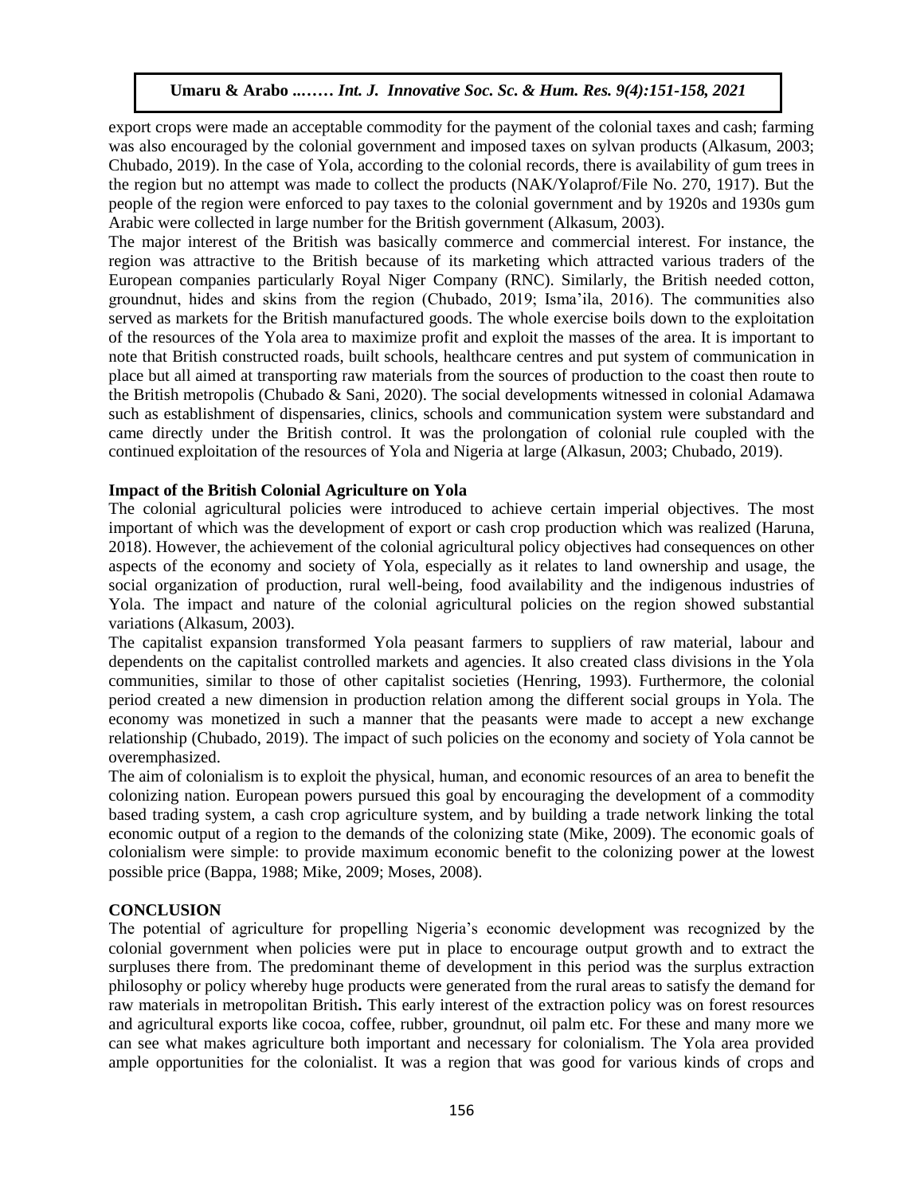export crops were made an acceptable commodity for the payment of the colonial taxes and cash; farming was also encouraged by the colonial government and imposed taxes on sylvan products (Alkasum, 2003; Chubado, 2019). In the case of Yola, according to the colonial records, there is availability of gum trees in the region but no attempt was made to collect the products (NAK/Yolaprof/File No. 270, 1917). But the people of the region were enforced to pay taxes to the colonial government and by 1920s and 1930s gum Arabic were collected in large number for the British government (Alkasum, 2003).

The major interest of the British was basically commerce and commercial interest. For instance, the region was attractive to the British because of its marketing which attracted various traders of the European companies particularly Royal Niger Company (RNC). Similarly, the British needed cotton, groundnut, hides and skins from the region (Chubado, 2019; Isma'ila, 2016). The communities also served as markets for the British manufactured goods. The whole exercise boils down to the exploitation of the resources of the Yola area to maximize profit and exploit the masses of the area. It is important to note that British constructed roads, built schools, healthcare centres and put system of communication in place but all aimed at transporting raw materials from the sources of production to the coast then route to the British metropolis (Chubado & Sani, 2020). The social developments witnessed in colonial Adamawa such as establishment of dispensaries, clinics, schools and communication system were substandard and came directly under the British control. It was the prolongation of colonial rule coupled with the continued exploitation of the resources of Yola and Nigeria at large (Alkasun, 2003; Chubado, 2019).

**Impact of the British Colonial Agriculture on Yola**

The colonial agricultural policies were introduced to achieve certain imperial objectives. The most important of which was the development of export or cash crop production which was realized (Haruna, 2018). However, the achievement of the colonial agricultural policy objectives had consequences on other aspects of the economy and society of Yola, especially as it relates to land ownership and usage, the social organization of production, rural well-being, food availability and the indigenous industries of Yola. The impact and nature of the colonial agricultural policies on the region showed substantial variations (Alkasum, 2003).

The capitalist expansion transformed Yola peasant farmers to suppliers of raw material, labour and dependents on the capitalist controlled markets and agencies. It also created class divisions in the Yola communities, similar to those of other capitalist societies (Henring, 1993). Furthermore, the colonial period created a new dimension in production relation among the different social groups in Yola. The economy was monetized in such a manner that the peasants were made to accept a new exchange relationship (Chubado, 2019). The impact of such policies on the economy and society of Yola cannot be overemphasized.

The aim of colonialism is to exploit the physical, human, and economic resources of an area to benefit the colonizing nation. European powers pursued this goal by encouraging the development of a commodity based trading system, a cash crop agriculture system, and by building a trade network linking the total economic output of a region to the demands of the colonizing state (Mike, 2009). The economic goals of colonialism were simple: to provide maximum economic benefit to the colonizing power at the lowest possible price (Bappa, 1988; Mike, 2009; Moses, 2008).

## CONCLUSION

The potential of agriculture for propelling Nigeria's economic development was recognized by the colonial government when policies were put in place to encourage output growth and to extract the surpluses there from. The predominant theme of development in this period was the surplus extraction philosophy or policy whereby huge products were generated from the rural areas to satisfy the demand for raw materials in metropolitan British**.** This early interest of the extraction policy was on forest resources and agricultural exports like cocoa, coffee, rubber, groundnut, oil palm etc. For these and many more we can see what makes agriculture both important and necessary for colonialism. The Yola area provided ample opportunities for the colonialist. It was a region that was good for various kinds of crops and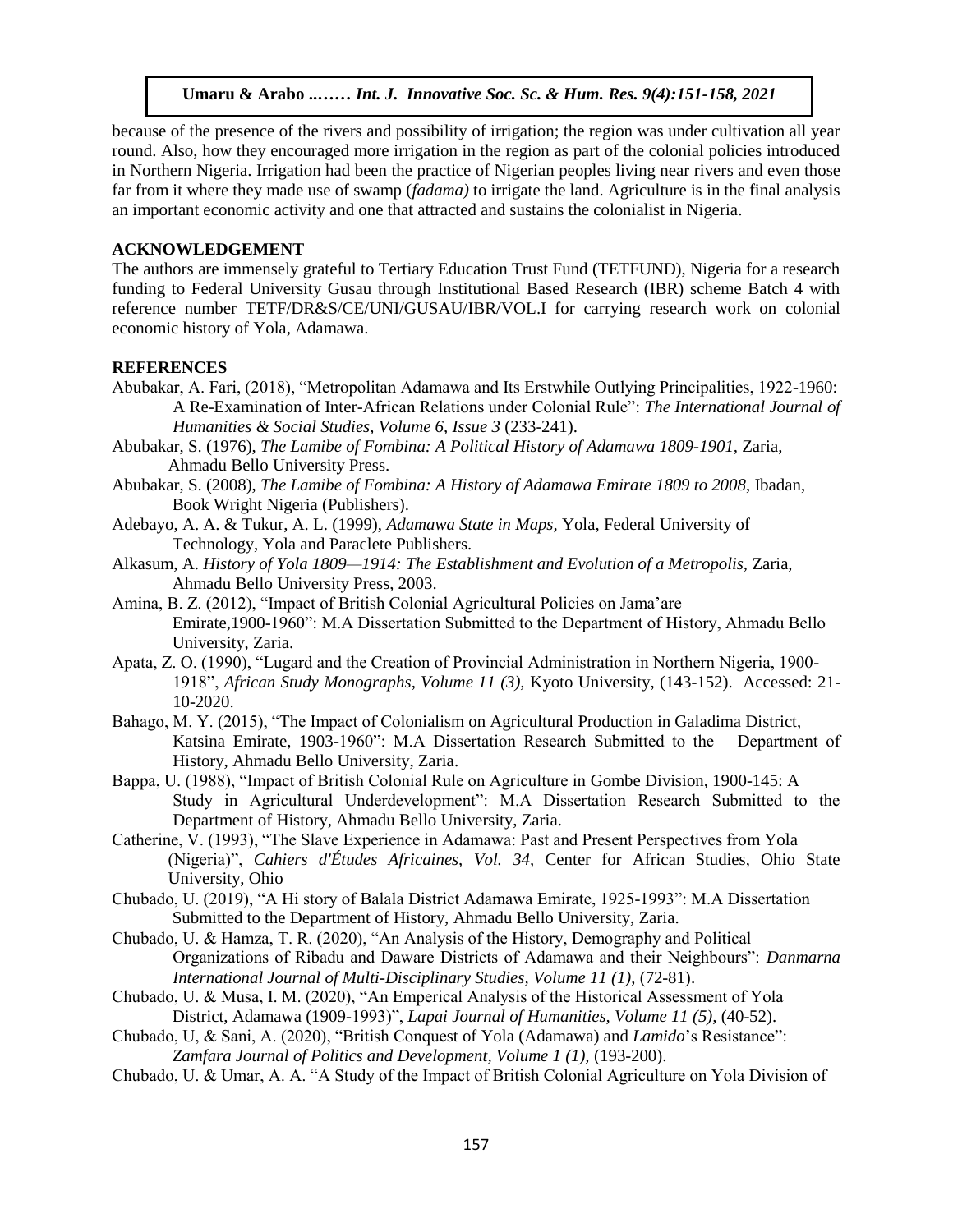because of the presence of the rivers and possibility of irrigation; the region was under cultivation all year round. Also, how they encouraged more irrigation in the region as part of the colonial policies introduced in Northern Nigeria. Irrigation had been the practice of Nigerian peoples living near rivers and even those far from it where they made use of swamp (*fadama)* to irrigate the land. Agriculture is in the final analysis an important economic activity and one that attracted and sustains the colonialist in Nigeria.

## ACKNOWLEDGEMENT

The authors are immensely grateful to Tertiary Education Trust Fund (TETFUND), Nigeria for a research funding to Federal University Gusau through Institutional Based Research (IBR) scheme Batch 4 with reference number TETF/DR&S/CE/UNI/GUSAU/IBR/VOL.I for carrying research work on colonial economic history of Yola, Adamawa.

## REFERENCES

Abubakar, A. Fari, (2018), "Metropolitan Adamawa and Its Erstwhile Outlying Principalities, 1922-1960: A Re-Examination of Inter-African Relations under Colonial Rule": *The International Journal of Humanities & Social Studies, Volume 6, Issue 3* (233-241).

Abubakar, S. (1976), *The Lamibe of Fombina: A Political History of Adamawa 1809-1901*, Zaria, Ahmadu Bello University Press.

Abubakar, S. (2008), *The Lamibe of Fombina: A History of Adamawa Emirate 1809 to 2008*, Ibadan, Book Wright Nigeria (Publishers).

Adebayo, A. A. & Tukur, A. L. (1999), *Adamawa State in Maps,* Yola, Federal University of Technology, Yola and Paraclete Publishers.

Alkasum, A. *History of Yola 1809—1914: The Establishment and Evolution of a Metropolis,* Zaria, Ahmadu Bello University Press, 2003.

Amina, B. Z. (2012), "Impact of British Colonial Agricultural Policies on Jama'are Emirate,1900-1960": M.A Dissertation Submitted to the Department of History, Ahmadu Bello University, Zaria.

Apata, Z. O. (1990), "Lugard and the Creation of Provincial Administration in Northern Nigeria, 1900-1918", *African Study Monographs, Volume 11 (3),* Kyoto University, (143-152). Accessed: 21-10-2020.

Bahago, M. Y. (2015), "The Impact of Colonialism on Agricultural Production in Galadima District, Katsina Emirate, 1903-1960": M.A Dissertation Research Submitted to the Department of History, Ahmadu Bello University, Zaria.

Bappa, U. (1988), "Impact of British Colonial Rule on Agriculture in Gombe Division, 1900-145: A Study in Agricultural Underdevelopment": M.A Dissertation Research Submitted to the Department of History, Ahmadu Bello University, Zaria.

Catherine, V. (1993), "The Slave Experience in Adamawa: Past and Present Perspectives from Yola (Nigeria)", *Cahiers d'Études Africaines, Vol. 34,* Center for African Studies, Ohio State University, Ohio

Chubado, U. (2019), "A Hi story of Balala District Adamawa Emirate, 1925-1993": M.A Dissertation Submitted to the Department of History, Ahmadu Bello University, Zaria.

Chubado, U. & Hamza, T. R. (2020), "An Analysis of the History, Demography and Political Organizations of Ribadu and Daware Districts of Adamawa and their Neighbours": *Danmarna International Journal of Multi-Disciplinary Studies, Volume 11 (1),* (72-81).

Chubado, U. & Musa, I. M. (2020), "An Emperical Analysis of the Historical Assessment of Yola District, Adamawa (1909-1993)", *Lapai Journal of Humanities, Volume 11 (5),* (40-52).

Chubado, U, & Sani, A. (2020), "British Conquest of Yola (Adamawa) and *Lamido*'s Resistance": *Zamfara Journal of Politics and Development, Volume 1 (1),* (193-200).

Chubado, U. & Umar, A. A. "A Study of the Impact of British Colonial Agriculture on Yola Division of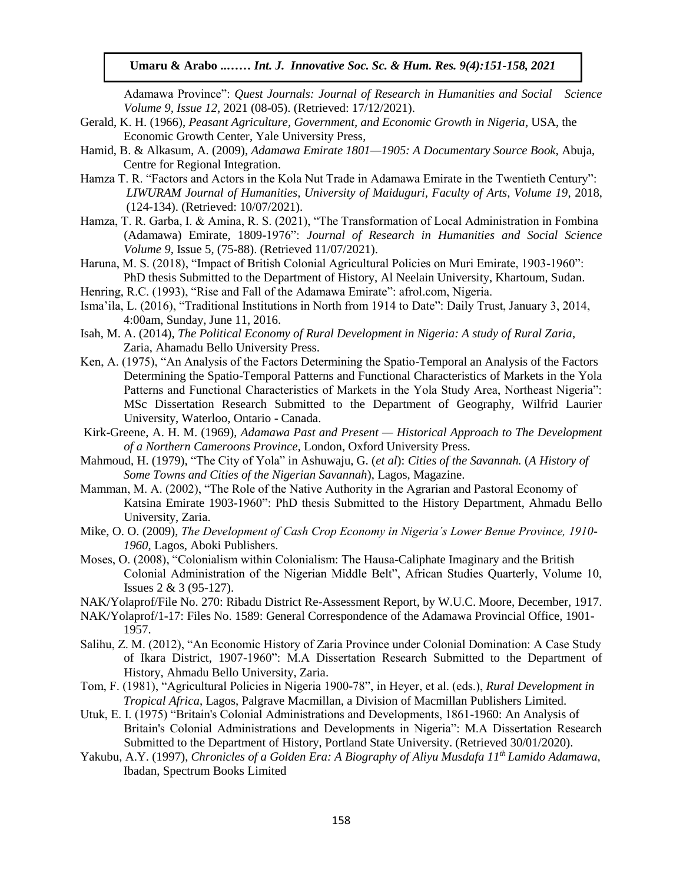Adamawa Province": *Quest Journals: Journal of Research in Humanities and Social Science Volume 9, Issue 12*, 2021 (08-05). (Retrieved: 17/12/2021).

Gerald, K. H. (1966), *Peasant Agriculture, Government, and Economic Growth in Nigeria*, USA, the Economic Growth Center, Yale University Press,

Hamid, B. & Alkasum, A. (2009), *Adamawa Emirate 1801—1905: A Documentary Source Book*, Abuja, Centre for Regional Integration.

Hamza T. R. "Factors and Actors in the Kola Nut Trade in Adamawa Emirate in the Twentieth Century": *LIWURAM Journal of Humanities, University of Maiduguri, Faculty of Arts, Volume 19*, 2018, (124-134). (Retrieved: 10/07/2021).

Hamza, T. R. Garba, I. & Amina, R. S. (2021), "The Transformation of Local Administration in Fombina (Adamawa) Emirate, 1809-1976": *Journal of Research in Humanities and Social Science Volume 9*, Issue 5, (75-88). (Retrieved 11/07/2021).

Haruna, M. S. (2018), "Impact of British Colonial Agricultural Policies on Muri Emirate, 1903-1960": PhD thesis Submitted to the Department of History, Al Neelain University, Khartoum, Sudan.

Henring, R.C. (1993), "Rise and Fall of the Adamawa Emirate": afrol.com, Nigeria.

Isma'ila, L. (2016), "Traditional Institutions in North from 1914 to Date": Daily Trust, January 3, 2014, 4:00am, Sunday, June 11, 2016.

Isah, M. A. (2014), *The Political Economy of Rural Development in Nigeria: A study of Rural Zaria*, Zaria, Ahamadu Bello University Press.

Ken, A. (1975), "An Analysis of the Factors Determining the Spatio-Temporal an Analysis of the Factors Determining the Spatio-Temporal Patterns and Functional Characteristics of Markets in the Yola Patterns and Functional Characteristics of Markets in the Yola Study Area, Northeast Nigeria": MSc Dissertation Research Submitted to the Department of Geography, Wilfrid Laurier University, Waterloo, Ontario - Canada.

Kirk-Greene, A. H. M. (1969), *Adamawa Past and Present — Historical Approach to The Development of a Northern Cameroons Province,* London, Oxford University Press.

Mahmoud, H. (1979), "The City of Yola" in Ashuwaju, G. (*et al*): *Cities of the Savannah.* (*A History of Some Towns and Cities of the Nigerian Savannah*), Lagos, Magazine.

Mamman, M. A. (2002), "The Role of the Native Authority in the Agrarian and Pastoral Economy of Katsina Emirate 1903-1960": PhD thesis Submitted to the History Department, Ahmadu Bello University, Zaria.

Mike, O. O. (2009), *The Development of Cash Crop Economy in Nigeria's Lower Benue Province, 1910-1960*, Lagos, Aboki Publishers.

Moses, O. (2008), "Colonialism within Colonialism: The Hausa-Caliphate Imaginary and the British Colonial Administration of the Nigerian Middle Belt", African Studies Quarterly, Volume 10, Issues 2 & 3 (95-127).

NAK/Yolaprof/File No. 270: Ribadu District Re-Assessment Report, by W.U.C. Moore, December, 1917.

NAK/Yolaprof/1-17: Files No. 1589: General Correspondence of the Adamawa Provincial Office, 1901-1957.

Salihu, Z. M. (2012), "An Economic History of Zaria Province under Colonial Domination: A Case Study of Ikara District, 1907-1960": M.A Dissertation Research Submitted to the Department of History, Ahmadu Bello University, Zaria.

Tom, F. (1981), "Agricultural Policies in Nigeria 1900-78", in Heyer, et al. (eds.), *Rural Development in Tropical Africa*, Lagos, Palgrave Macmillan, a Division of Macmillan Publishers Limited.

Utuk, E. I. (1975) "Britain's Colonial Administrations and Developments, 1861-1960: An Analysis of Britain's Colonial Administrations and Developments in Nigeria": M.A Dissertation Research Submitted to the Department of History, Portland State University. (Retrieved 30/01/2020).

Yakubu, A.Y. (1997), *Chronicles of a Golden Era: A Biography of Aliyu Musdafa 11th Lamido Adamawa,* Ibadan, Spectrum Books Limited